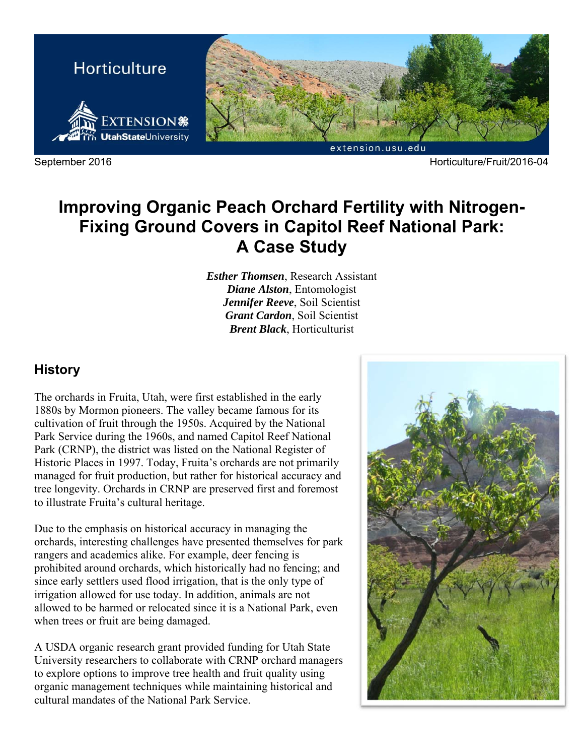Horticulture

September 2016 Horticulture/Fruit/2016-04

# Improving Organic Peach Orchard Fertility with Nitrogen-Fixing Ground Covers in Capitol Reef National Park: A Case Study

***Esther Thomsen***, Research Assistant
***Diane Alston***, Entomologist
***Jennifer Reeve***, Soil Scientist
***Grant Cardon***, Soil Scientist
***Brent Black***, Horticulturist

## History

The orchards in Fruita, Utah, were first established in the early 1880s by Mormon pioneers. The valley became famous for its cultivation of fruit through the 1950s. Acquired by the National Park Service during the 1960s, and named Capitol Reef National Park (CRNP), the district was listed on the National Register of Historic Places in 1997. Today, Fruita's orchards are not primarily managed for fruit production, but rather for historical accuracy and tree longevity. Orchards in CRNP are preserved first and foremost to illustrate Fruita's cultural heritage.

Due to the emphasis on historical accuracy in managing the orchards, interesting challenges have presented themselves for park rangers and academics alike. For example, deer fencing is prohibited around orchards, which historically had no fencing; and since early settlers used flood irrigation, that is the only type of irrigation allowed for use today. In addition, animals are not allowed to be harmed or relocated since it is a National Park, even when trees or fruit are being damaged.

A USDA organic research grant provided funding for Utah State University researchers to collaborate with CRNP orchard managers to explore options to improve tree health and fruit quality using organic management techniques while maintaining historical and cultural mandates of the National Park Service.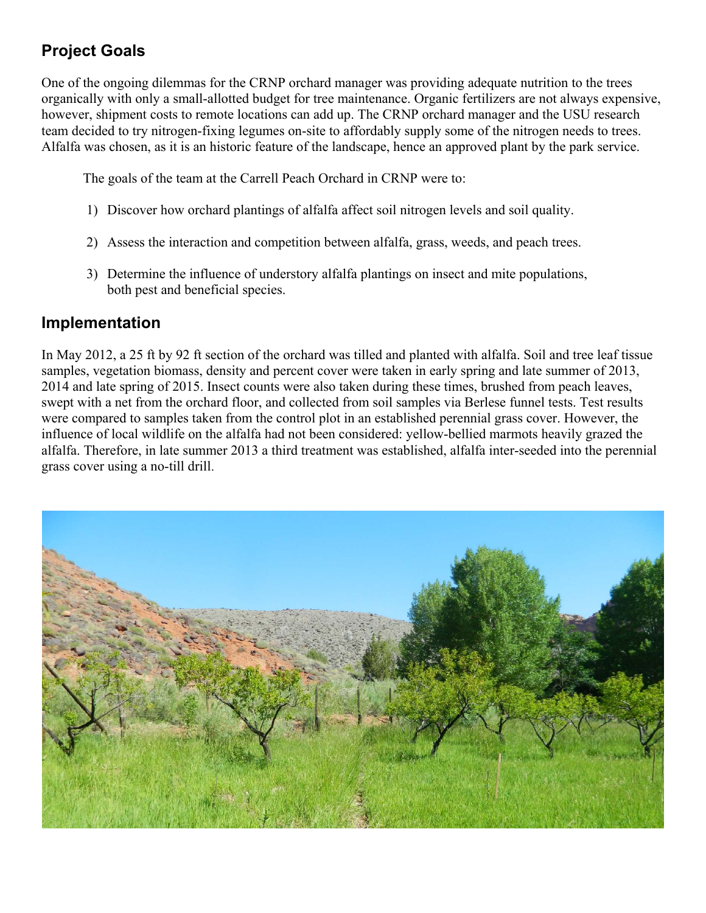## Project Goals

One of the ongoing dilemmas for the CRNP orchard manager was providing adequate nutrition to the trees organically with only a small-allotted budget for tree maintenance. Organic fertilizers are not always expensive, however, shipment costs to remote locations can add up. The CRNP orchard manager and the USU research team decided to try nitrogen-fixing legumes on-site to affordably supply some of the nitrogen needs to trees. Alfalfa was chosen, as it is an historic feature of the landscape, hence an approved plant by the park service.

The goals of the team at the Carrell Peach Orchard in CRNP were to:

1) Discover how orchard plantings of alfalfa affect soil nitrogen levels and soil quality.

2) Assess the interaction and competition between alfalfa, grass, weeds, and peach trees.

3) Determine the influence of understory alfalfa plantings on insect and mite populations, both pest and beneficial species.

## Implementation

In May 2012, a 25 ft by 92 ft section of the orchard was tilled and planted with alfalfa. Soil and tree leaf tissue samples, vegetation biomass, density and percent cover were taken in early spring and late summer of 2013, 2014 and late spring of 2015. Insect counts were also taken during these times, brushed from peach leaves, swept with a net from the orchard floor, and collected from soil samples via Berlese funnel tests. Test results were compared to samples taken from the control plot in an established perennial grass cover. However, the influence of local wildlife on the alfalfa had not been considered: yellow-bellied marmots heavily grazed the alfalfa. Therefore, in late summer 2013 a third treatment was established, alfalfa inter-seeded into the perennial grass cover using a no-till drill.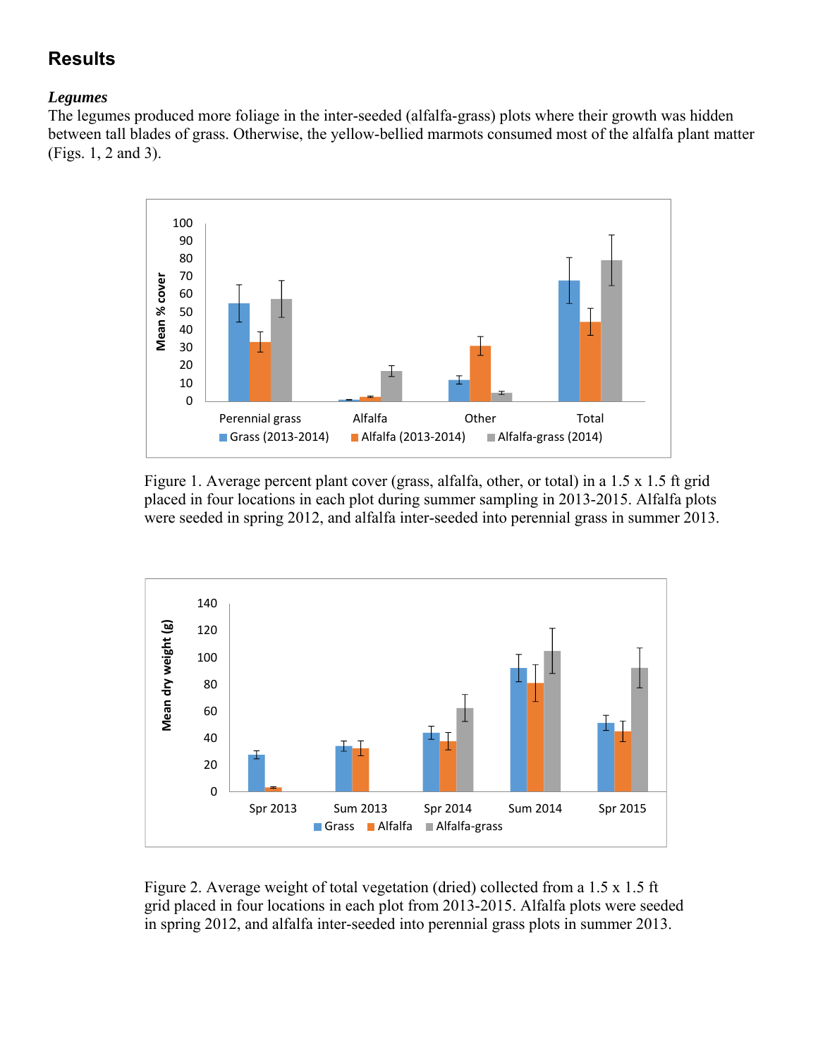## Results

### *Legumes*

The legumes produced more foliage in the inter-seeded (alfalfa-grass) plots where their growth was hidden between tall blades of grass. Otherwise, the yellow-bellied marmots consumed most of the alfalfa plant matter (Figs. 1, 2 and 3).

Figure 1. Average percent plant cover (grass, alfalfa, other, or total) in a 1.5 x 1.5 ft grid placed in four locations in each plot during summer sampling in 2013-2015. Alfalfa plots were seeded in spring 2012, and alfalfa inter-seeded into perennial grass in summer 2013.

Figure 2. Average weight of total vegetation (dried) collected from a 1.5 x 1.5 ft grid placed in four locations in each plot from 2013-2015. Alfalfa plots were seeded in spring 2012, and alfalfa inter-seeded into perennial grass plots in summer 2013.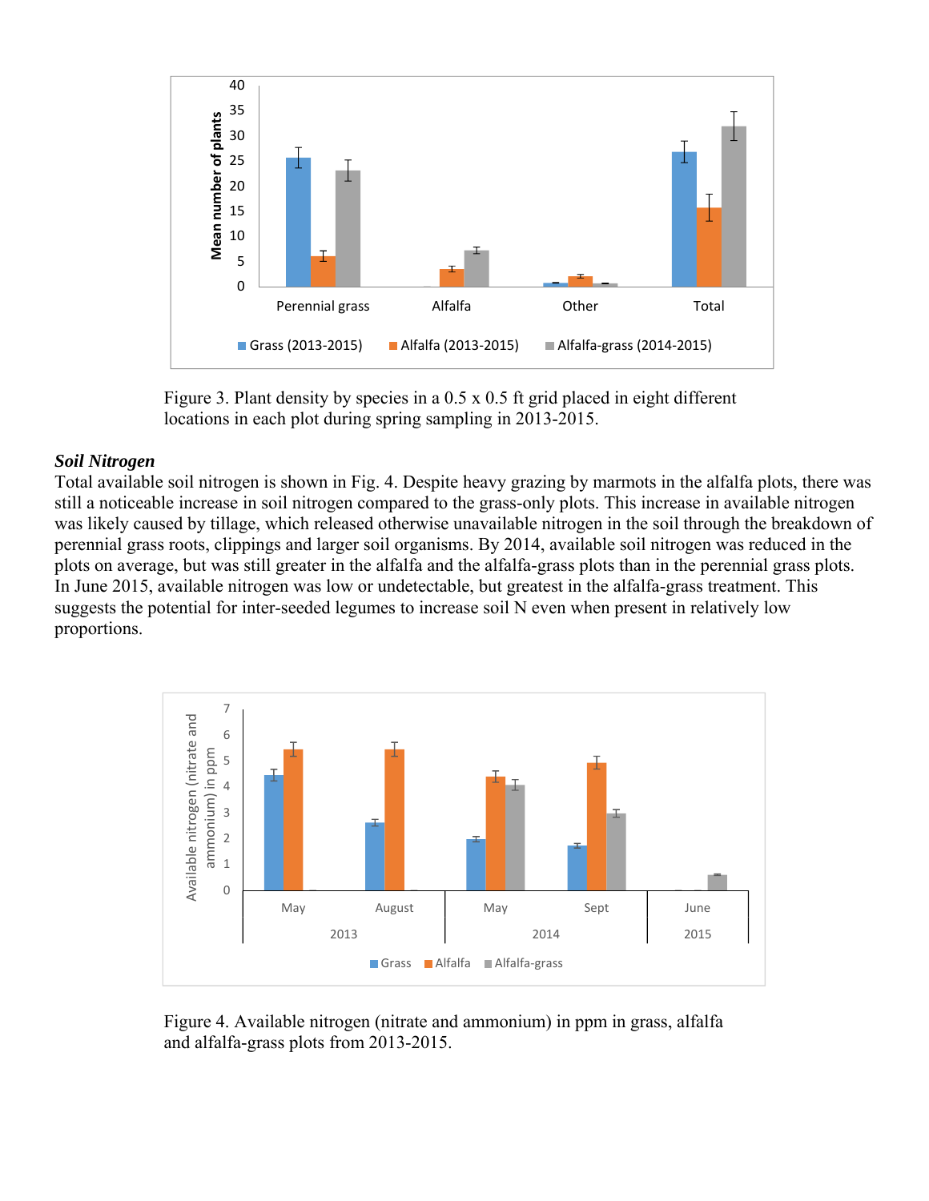Figure 3. Plant density by species in a 0.5 x 0.5 ft grid placed in eight different locations in each plot during spring sampling in 2013-2015.

***Soil Nitrogen***

Total available soil nitrogen is shown in Fig. 4. Despite heavy grazing by marmots in the alfalfa plots, there was still a noticeable increase in soil nitrogen compared to the grass-only plots. This increase in available nitrogen was likely caused by tillage, which released otherwise unavailable nitrogen in the soil through the breakdown of perennial grass roots, clippings and larger soil organisms. By 2014, available soil nitrogen was reduced in the plots on average, but was still greater in the alfalfa and the alfalfa-grass plots than in the perennial grass plots. In June 2015, available nitrogen was low or undetectable, but greatest in the alfalfa-grass treatment. This suggests the potential for inter-seeded legumes to increase soil N even when present in relatively low proportions.

Figure 4. Available nitrogen (nitrate and ammonium) in ppm in grass, alfalfa and alfalfa-grass plots from 2013-2015.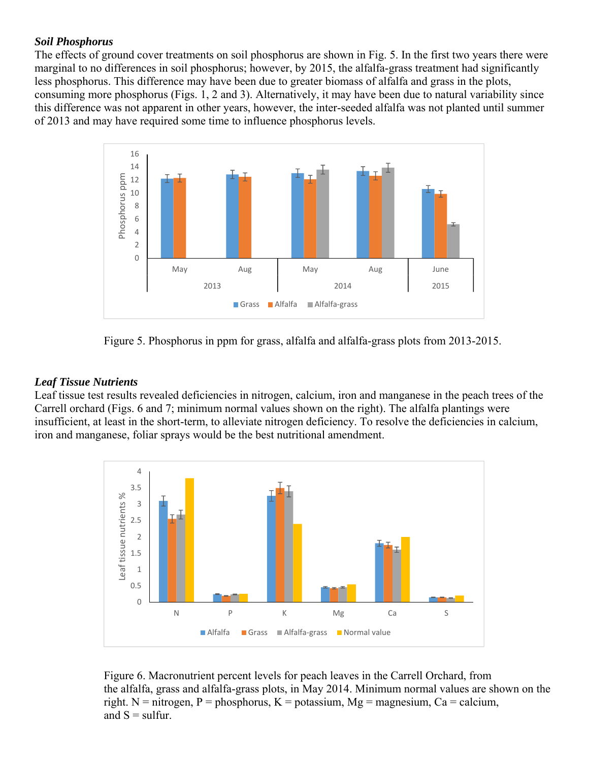***Soil Phosphorus***

The effects of ground cover treatments on soil phosphorus are shown in Fig. 5. In the first two years there were marginal to no differences in soil phosphorus; however, by 2015, the alfalfa-grass treatment had significantly less phosphorus. This difference may have been due to greater biomass of alfalfa and grass in the plots, consuming more phosphorus (Figs. 1, 2 and 3). Alternatively, it may have been due to natural variability since this difference was not apparent in other years, however, the inter-seeded alfalfa was not planted until summer of 2013 and may have required some time to influence phosphorus levels.

Figure 5. Phosphorus in ppm for grass, alfalfa and alfalfa-grass plots from 2013-2015.

***Leaf Tissue Nutrients***

Leaf tissue test results revealed deficiencies in nitrogen, calcium, iron and manganese in the peach trees of the Carrell orchard (Figs. 6 and 7; minimum normal values shown on the right). The alfalfa plantings were insufficient, at least in the short-term, to alleviate nitrogen deficiency. To resolve the deficiencies in calcium, iron and manganese, foliar sprays would be the best nutritional amendment.

Figure 6. Macronutrient percent levels for peach leaves in the Carrell Orchard, from the alfalfa, grass and alfalfa-grass plots, in May 2014. Minimum normal values are shown on the right. N = nitrogen, P = phosphorus, K = potassium, Mg = magnesium, Ca = calcium, and S = sulfur.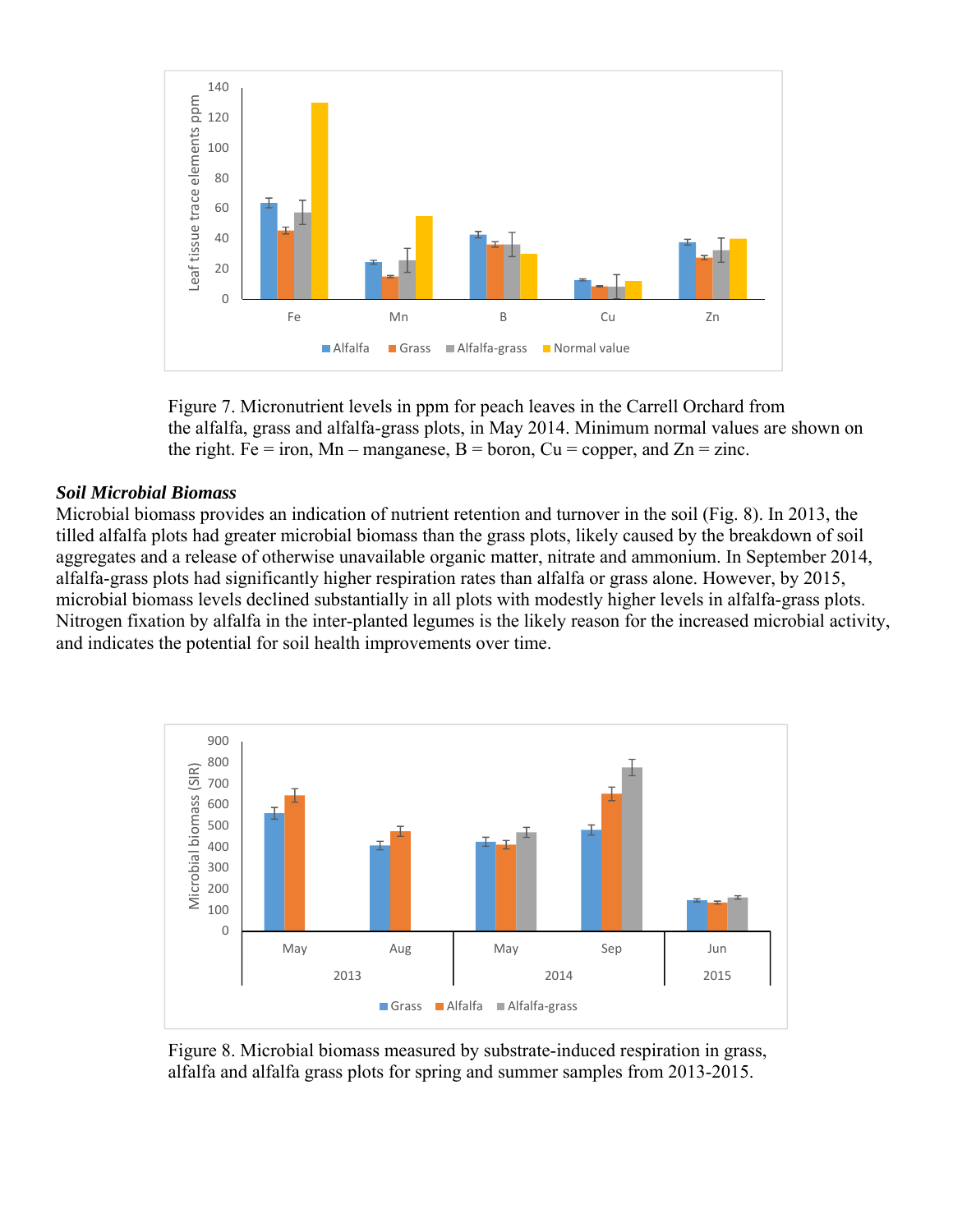Figure 7. Micronutrient levels in ppm for peach leaves in the Carrell Orchard from the alfalfa, grass and alfalfa-grass plots, in May 2014. Minimum normal values are shown on the right. Fe = iron, Mn – manganese, B = boron, Cu = copper, and Zn = zinc.

***Soil Microbial Biomass***

Microbial biomass provides an indication of nutrient retention and turnover in the soil (Fig. 8). In 2013, the tilled alfalfa plots had greater microbial biomass than the grass plots, likely caused by the breakdown of soil aggregates and a release of otherwise unavailable organic matter, nitrate and ammonium. In September 2014, alfalfa-grass plots had significantly higher respiration rates than alfalfa or grass alone. However, by 2015, microbial biomass levels declined substantially in all plots with modestly higher levels in alfalfa-grass plots. Nitrogen fixation by alfalfa in the inter-planted legumes is the likely reason for the increased microbial activity, and indicates the potential for soil health improvements over time.

Figure 8. Microbial biomass measured by substrate-induced respiration in grass, alfalfa and alfalfa grass plots for spring and summer samples from 2013-2015.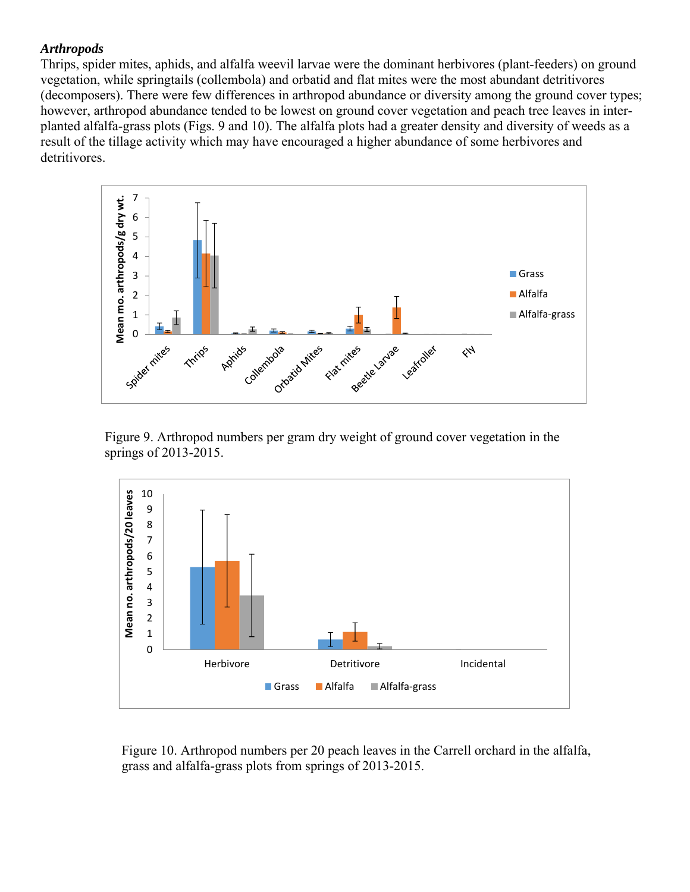***Arthropods***

Thrips, spider mites, aphids, and alfalfa weevil larvae were the dominant herbivores (plant-feeders) on ground vegetation, while springtails (collembola) and orbatid and flat mites were the most abundant detritivores (decomposers). There were few differences in arthropod abundance or diversity among the ground cover types; however, arthropod abundance tended to be lowest on ground cover vegetation and peach tree leaves in inter-planted alfalfa-grass plots (Figs. 9 and 10). The alfalfa plots had a greater density and diversity of weeds as a result of the tillage activity which may have encouraged a higher abundance of some herbivores and detritivores.

Figure 9. Arthropod numbers per gram dry weight of ground cover vegetation in the springs of 2013-2015.

Figure 10. Arthropod numbers per 20 peach leaves in the Carrell orchard in the alfalfa, grass and alfalfa-grass plots from springs of 2013-2015.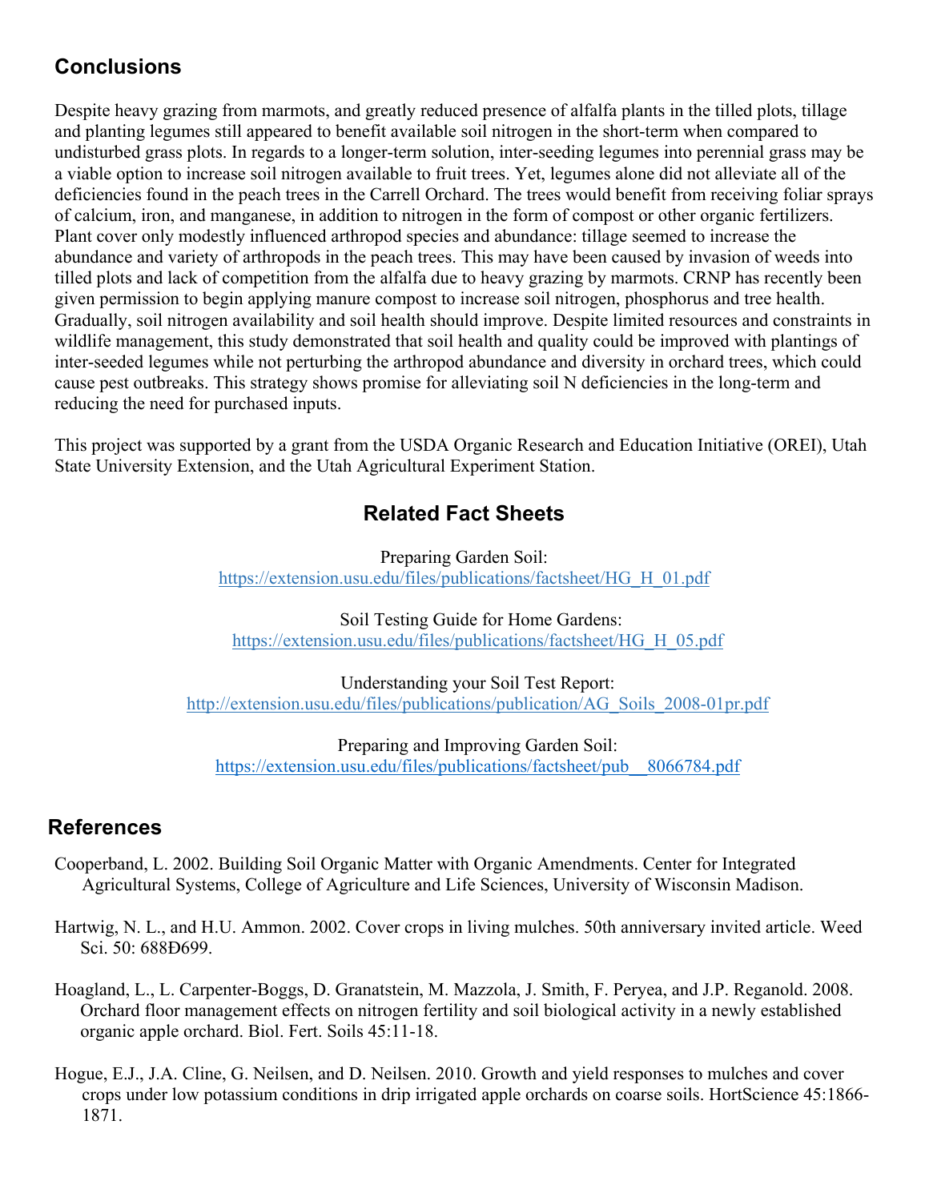## Conclusions

Despite heavy grazing from marmots, and greatly reduced presence of alfalfa plants in the tilled plots, tillage and planting legumes still appeared to benefit available soil nitrogen in the short-term when compared to undisturbed grass plots. In regards to a longer-term solution, inter-seeding legumes into perennial grass may be a viable option to increase soil nitrogen available to fruit trees. Yet, legumes alone did not alleviate all of the deficiencies found in the peach trees in the Carrell Orchard. The trees would benefit from receiving foliar sprays of calcium, iron, and manganese, in addition to nitrogen in the form of compost or other organic fertilizers. Plant cover only modestly influenced arthropod species and abundance: tillage seemed to increase the abundance and variety of arthropods in the peach trees. This may have been caused by invasion of weeds into tilled plots and lack of competition from the alfalfa due to heavy grazing by marmots. CRNP has recently been given permission to begin applying manure compost to increase soil nitrogen, phosphorus and tree health. Gradually, soil nitrogen availability and soil health should improve. Despite limited resources and constraints in wildlife management, this study demonstrated that soil health and quality could be improved with plantings of inter-seeded legumes while not perturbing the arthropod abundance and diversity in orchard trees, which could cause pest outbreaks. This strategy shows promise for alleviating soil N deficiencies in the long-term and reducing the need for purchased inputs.

This project was supported by a grant from the USDA Organic Research and Education Initiative (OREI), Utah State University Extension, and the Utah Agricultural Experiment Station.

## Related Fact Sheets

Preparing Garden Soil:
https://extension.usu.edu/files/publications/factsheet/HG_H_01.pdf

Soil Testing Guide for Home Gardens:
https://extension.usu.edu/files/publications/factsheet/HG_H_05.pdf

Understanding your Soil Test Report:
http://extension.usu.edu/files/publications/publication/AG_Soils_2008-01pr.pdf

Preparing and Improving Garden Soil:
https://extension.usu.edu/files/publications/factsheet/pub__8066784.pdf

## References

Cooperband, L. 2002. Building Soil Organic Matter with Organic Amendments. Center for Integrated Agricultural Systems, College of Agriculture and Life Sciences, University of Wisconsin Madison.

Hartwig, N. L., and H.U. Ammon. 2002. Cover crops in living mulches. 50th anniversary invited article. Weed Sci. 50: 688Ð699.

Hoagland, L., L. Carpenter-Boggs, D. Granatstein, M. Mazzola, J. Smith, F. Peryea, and J.P. Reganold. 2008. Orchard floor management effects on nitrogen fertility and soil biological activity in a newly established organic apple orchard. Biol. Fert. Soils 45:11-18.

Hogue, E.J., J.A. Cline, G. Neilsen, and D. Neilsen. 2010. Growth and yield responses to mulches and cover crops under low potassium conditions in drip irrigated apple orchards on coarse soils. HortScience 45:1866-1871.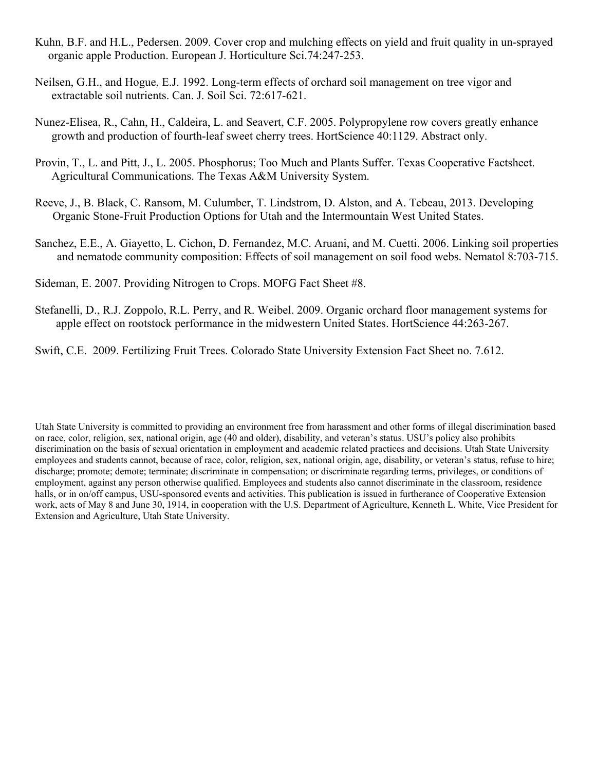Kuhn, B.F. and H.L., Pedersen. 2009. Cover crop and mulching effects on yield and fruit quality in un-sprayed organic apple Production. European J. Horticulture Sci.74:247-253.

Neilsen, G.H., and Hogue, E.J. 1992. Long-term effects of orchard soil management on tree vigor and extractable soil nutrients. Can. J. Soil Sci. 72:617-621.

Nunez-Elisea, R., Cahn, H., Caldeira, L. and Seavert, C.F. 2005. Polypropylene row covers greatly enhance growth and production of fourth-leaf sweet cherry trees. HortScience 40:1129. Abstract only.

Provin, T., L. and Pitt, J., L. 2005. Phosphorus; Too Much and Plants Suffer. Texas Cooperative Factsheet. Agricultural Communications. The Texas A&M University System.

Reeve, J., B. Black, C. Ransom, M. Culumber, T. Lindstrom, D. Alston, and A. Tebeau, 2013. Developing Organic Stone-Fruit Production Options for Utah and the Intermountain West United States.

Sanchez, E.E., A. Giayetto, L. Cichon, D. Fernandez, M.C. Aruani, and M. Cuetti. 2006. Linking soil properties and nematode community composition: Effects of soil management on soil food webs. Nematol 8:703-715.

Sideman, E. 2007. Providing Nitrogen to Crops. MOFG Fact Sheet #8.

Stefanelli, D., R.J. Zoppolo, R.L. Perry, and R. Weibel. 2009. Organic orchard floor management systems for apple effect on rootstock performance in the midwestern United States. HortScience 44:263-267.

Swift, C.E. 2009. Fertilizing Fruit Trees. Colorado State University Extension Fact Sheet no. 7.612.

Utah State University is committed to providing an environment free from harassment and other forms of illegal discrimination based on race, color, religion, sex, national origin, age (40 and older), disability, and veteran's status. USU's policy also prohibits discrimination on the basis of sexual orientation in employment and academic related practices and decisions. Utah State University employees and students cannot, because of race, color, religion, sex, national origin, age, disability, or veteran's status, refuse to hire; discharge; promote; demote; terminate; discriminate in compensation; or discriminate regarding terms, privileges, or conditions of employment, against any person otherwise qualified. Employees and students also cannot discriminate in the classroom, residence halls, or in on/off campus, USU-sponsored events and activities. This publication is issued in furtherance of Cooperative Extension work, acts of May 8 and June 30, 1914, in cooperation with the U.S. Department of Agriculture, Kenneth L. White, Vice President for Extension and Agriculture, Utah State University.